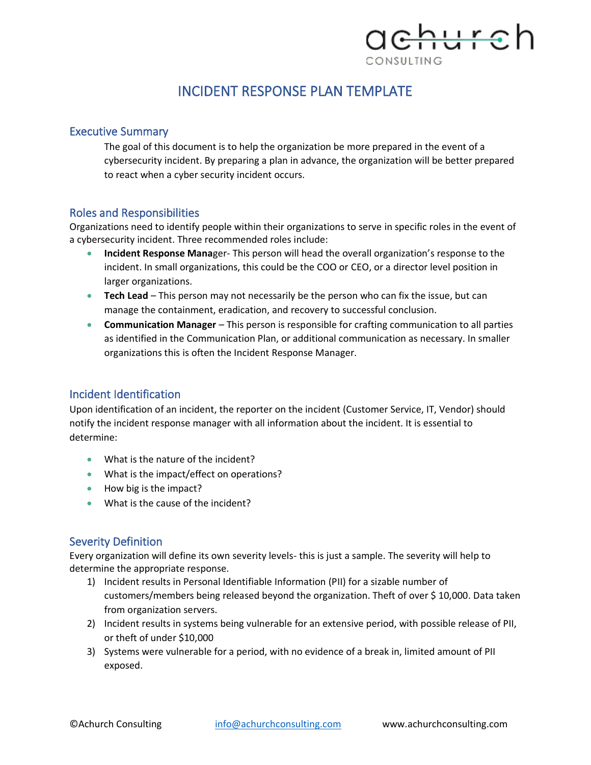# INCIDENT RESPONSE PLAN TEMPLATE

## Executive Summary

The goal of this document is to help the organization be more prepared in the event of a cybersecurity incident. By preparing a plan in advance, the organization will be better prepared to react when a cyber security incident occurs.

## Roles and Responsibilities

Organizations need to identify people within their organizations to serve in specific roles in the event of a cybersecurity incident. Three recommended roles include:

- **Incident Response Mana**ger- This person will head the overall organization's response to the incident. In small organizations, this could be the COO or CEO, or a director level position in larger organizations.
- **Tech Lead** – This person may not necessarily be the person who can fix the issue, but can manage the containment, eradication, and recovery to successful conclusion.
- **Communication Manager** – This person is responsible for crafting communication to all parties as identified in the Communication Plan, or additional communication as necessary. In smaller organizations this is often the Incident Response Manager.

## Incident Identification

Upon identification of an incident, the reporter on the incident (Customer Service, IT, Vendor) should notify the incident response manager with all information about the incident. It is essential to determine:

- What is the nature of the incident?
- What is the impact/effect on operations?
- How big is the impact?
- What is the cause of the incident?

## Severity Definition

Every organization will define its own severity levels- this is just a sample. The severity will help to determine the appropriate response.

1) Incident results in Personal Identifiable Information (PII) for a sizable number of customers/members being released beyond the organization. Theft of over $ 10,000. Data taken from organization servers.
2) Incident results in systems being vulnerable for an extensive period, with possible release of PII, or theft of under $10,000
3) Systems were vulnerable for a period, with no evidence of a break in, limited amount of PII exposed.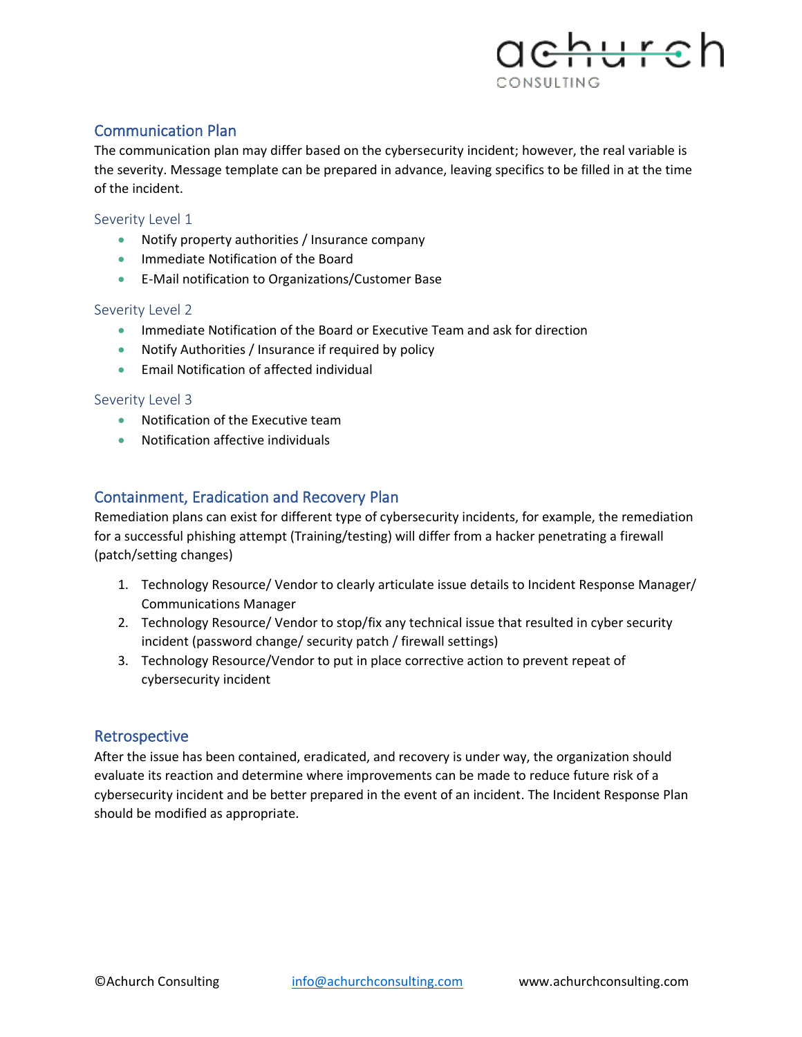## Communication Plan

The communication plan may differ based on the cybersecurity incident; however, the real variable is the severity. Message template can be prepared in advance, leaving specifics to be filled in at the time of the incident.

### Severity Level 1

- Notify property authorities / Insurance company
- Immediate Notification of the Board
- E-Mail notification to Organizations/Customer Base

### Severity Level 2

- Immediate Notification of the Board or Executive Team and ask for direction
- Notify Authorities / Insurance if required by policy
- Email Notification of affected individual

### Severity Level 3

- Notification of the Executive team
- Notification affective individuals

## Containment, Eradication and Recovery Plan

Remediation plans can exist for different type of cybersecurity incidents, for example, the remediation for a successful phishing attempt (Training/testing) will differ from a hacker penetrating a firewall (patch/setting changes)

1. Technology Resource/ Vendor to clearly articulate issue details to Incident Response Manager/ Communications Manager
2. Technology Resource/ Vendor to stop/fix any technical issue that resulted in cyber security incident (password change/ security patch / firewall settings)
3. Technology Resource/Vendor to put in place corrective action to prevent repeat of cybersecurity incident

## Retrospective

After the issue has been contained, eradicated, and recovery is under way, the organization should evaluate its reaction and determine where improvements can be made to reduce future risk of a cybersecurity incident and be better prepared in the event of an incident. The Incident Response Plan should be modified as appropriate.